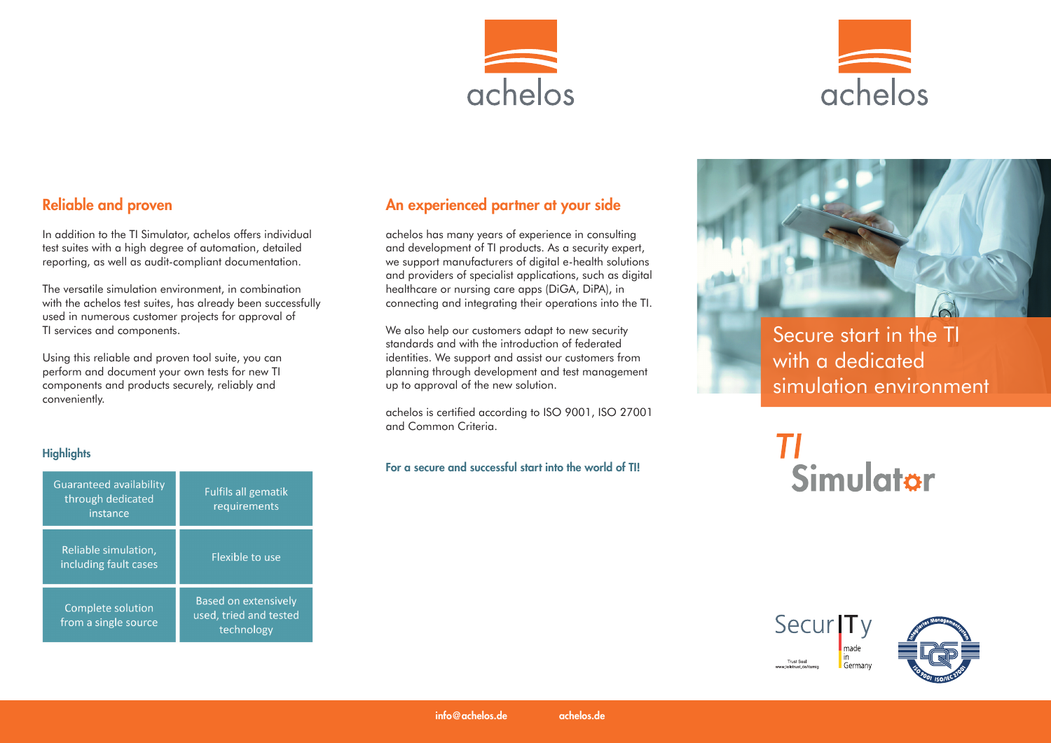achelos

## Reliable and proven

In addition to the TI Simulator, achelos offers individual test suites with a high degree of automation, detailed reporting, as well as audit-compliant documentation.

The versatile simulation environment, in combination with the achelos test suites, has already been successfully used in numerous customer projects for approval of TI services and components.

Using this reliable and proven tool suite, you can perform and document your own tests for new TI components and products securely, reliably and conveniently.

### Highlights

| | |
|---|---|
| Guaranteed availability through dedicated instance | Fulfils all gematik requirements |
| Reliable simulation, including fault cases | Flexible to use |
| Complete solution from a single source | Based on extensively used, tried and tested technology |

## An experienced partner at your side

achelos has many years of experience in consulting and development of TI products. As a security expert, we support manufacturers of digital e-health solutions and providers of specialist applications, such as digital healthcare or nursing care apps (DiGA, DiPA), in connecting and integrating their operations into the TI.

We also help our customers adapt to new security standards and with the introduction of federated identities. We support and assist our customers from planning through development and test management up to approval of the new solution.

achelos is certified according to ISO 9001, ISO 27001 and Common Criteria.

**For a secure and successful start into the world of TI!**

achelos

# Secure start in the TI with a dedicated simulation environment

*TI* **Simulator**

SecurITy made in Germany

Trust Seal www.teletrust.de/itsmig

info@achelos.de achelos.de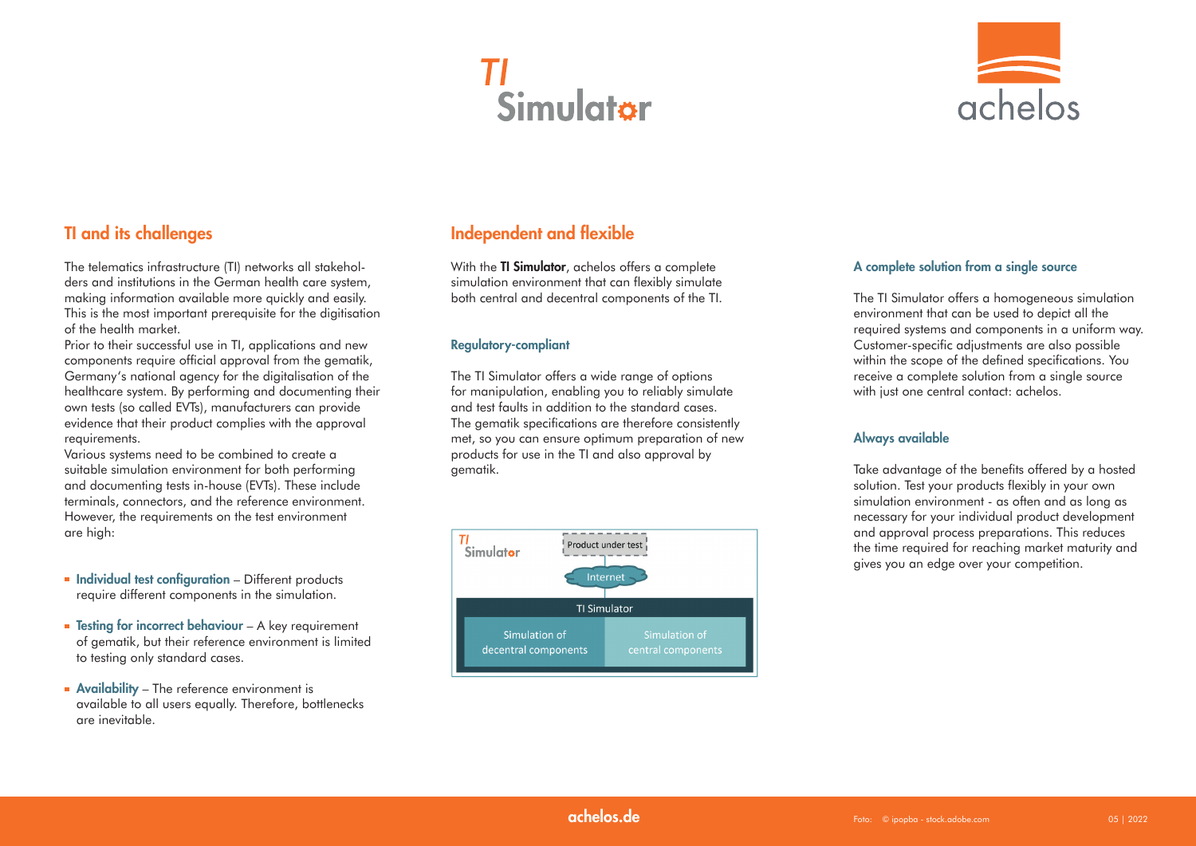# TI Simulator

achelos

## TI and its challenges

The telematics infrastructure (TI) networks all stakeholders and institutions in the German health care system, making information available more quickly and easily. This is the most important prerequisite for the digitisation of the health market.

Prior to their successful use in TI, applications and new components require official approval from the gematik, Germany's national agency for the digitalisation of the healthcare system. By performing and documenting their own tests (so called EVTs), manufacturers can provide evidence that their product complies with the approval requirements.

Various systems need to be combined to create a suitable simulation environment for both performing and documenting tests in-house (EVTs). These include terminals, connectors, and the reference environment. However, the requirements on the test environment are high:

- **Individual test configuration** – Different products require different components in the simulation.
- **Testing for incorrect behaviour** – A key requirement of gematik, but their reference environment is limited to testing only standard cases.
- **Availability** – The reference environment is available to all users equally. Therefore, bottlenecks are inevitable.

## Independent and flexible

With the **TI Simulator**, achelos offers a complete simulation environment that can flexibly simulate both central and decentral components of the TI.

### Regulatory-compliant

The TI Simulator offers a wide range of options for manipulation, enabling you to reliably simulate and test faults in addition to the standard cases. The gematik specifications are therefore consistently met, so you can ensure optimum preparation of new products for use in the TI and also approval by gematik.

TI Simulator

Product under test

Internet

TI Simulator

Simulation of decentral components

Simulation of central components

### A complete solution from a single source

The TI Simulator offers a homogeneous simulation environment that can be used to depict all the required systems and components in a uniform way. Customer-specific adjustments are also possible within the scope of the defined specifications. You receive a complete solution from a single source with just one central contact: achelos.

### Always available

Take advantage of the benefits offered by a hosted solution. Test your products flexibly in your own simulation environment - as often and as long as necessary for your individual product development and approval process preparations. This reduces the time required for reaching market maturity and gives you an edge over your competition.

achelos.de

Foto: © ipopba - stock.adobe.com

05 | 2022